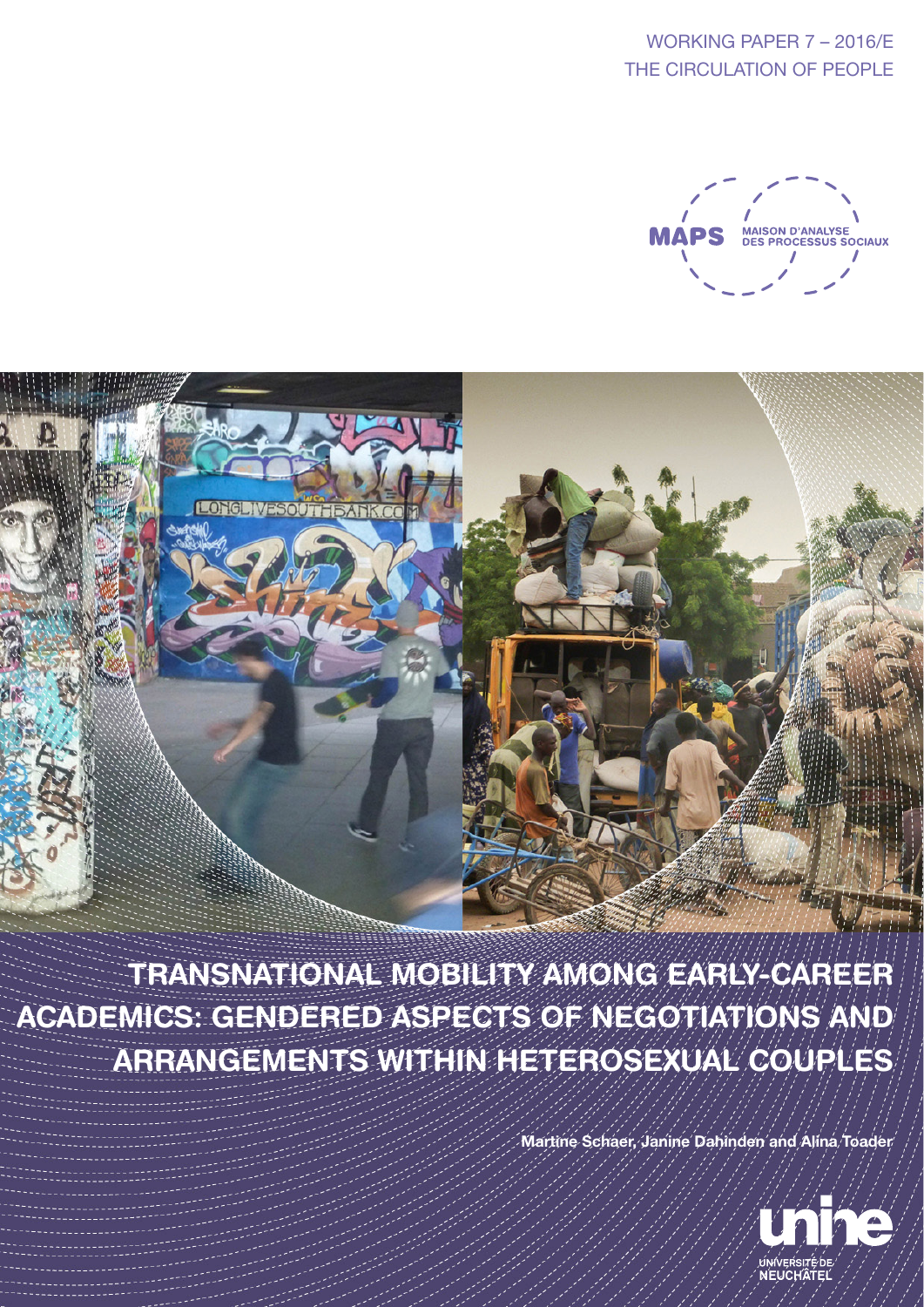WORKING PAPER 7 – 2016/E
THE CIRCULATION OF PEOPLE

MAPS MAISON D'ANALYSE DES PROCESSUS SOCIAUX

# TRANSNATIONAL MOBILITY AMONG EARLY-CAREER ACADEMICS: GENDERED ASPECTS OF NEGOTIATIONS AND ARRANGEMENTS WITHIN HETEROSEXUAL COUPLES

Martine Schaer, Janine Dahinden and Alina Toader

unine UNIVERSITÉ DE NEUCHÂTEL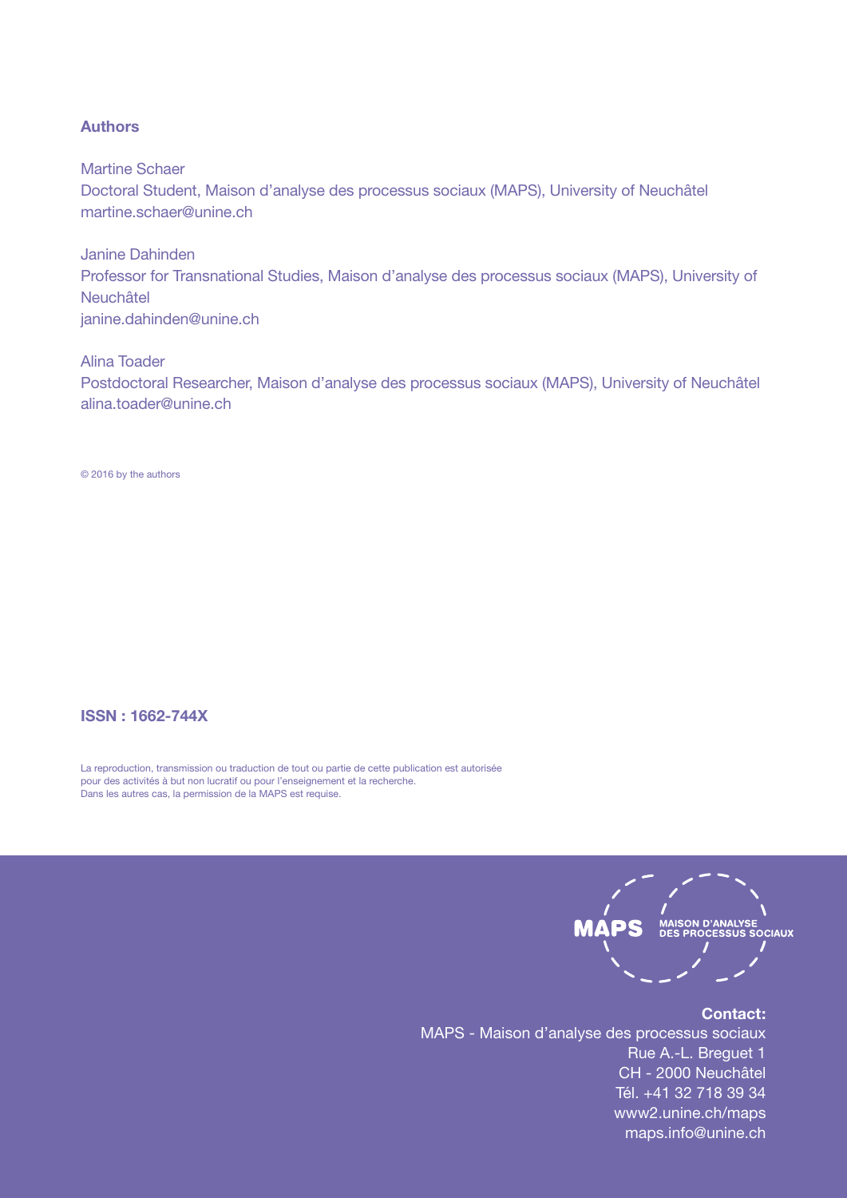### Authors

Martine Schaer
Doctoral Student, Maison d'analyse des processus sociaux (MAPS), University of Neuchâtel
martine.schaer@unine.ch

Janine Dahinden
Professor for Transnational Studies, Maison d'analyse des processus sociaux (MAPS), University of Neuchâtel
janine.dahinden@unine.ch

Alina Toader
Postdoctoral Researcher, Maison d'analyse des processus sociaux (MAPS), University of Neuchâtel
alina.toader@unine.ch

© 2016 by the authors

**ISSN : 1662-744X**

La reproduction, transmission ou traduction de tout ou partie de cette publication est autorisée pour des activités à but non lucratif ou pour l'enseignement et la recherche.
Dans les autres cas, la permission de la MAPS est requise.

MAPS MAISON D'ANALYSE DES PROCESSUS SOCIAUX

**Contact:**
MAPS - Maison d'analyse des processus sociaux
Rue A.-L. Breguet 1
CH - 2000 Neuchâtel
Tél. +41 32 718 39 34
www2.unine.ch/maps
maps.info@unine.ch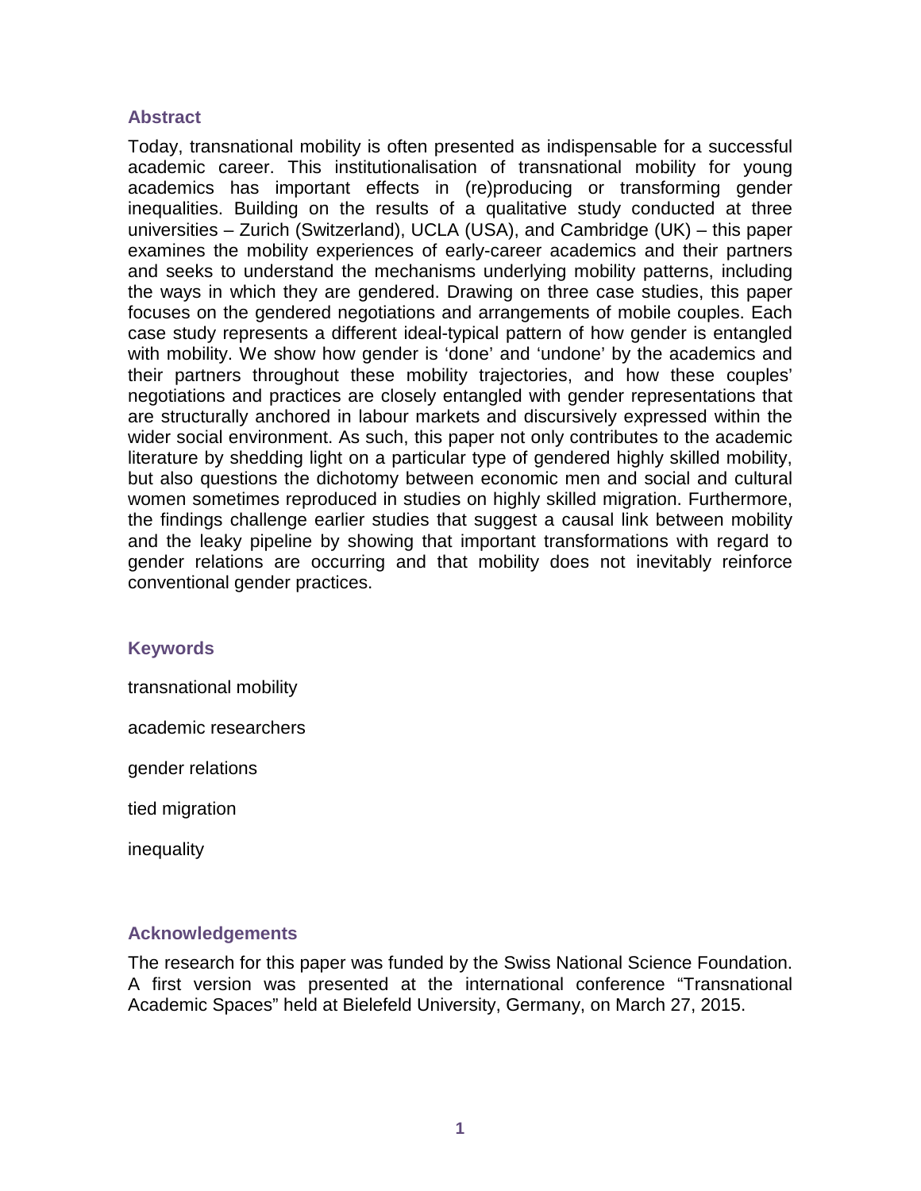## Abstract

Today, transnational mobility is often presented as indispensable for a successful academic career. This institutionalisation of transnational mobility for young academics has important effects in (re)producing or transforming gender inequalities. Building on the results of a qualitative study conducted at three universities – Zurich (Switzerland), UCLA (USA), and Cambridge (UK) – this paper examines the mobility experiences of early-career academics and their partners and seeks to understand the mechanisms underlying mobility patterns, including the ways in which they are gendered. Drawing on three case studies, this paper focuses on the gendered negotiations and arrangements of mobile couples. Each case study represents a different ideal-typical pattern of how gender is entangled with mobility. We show how gender is 'done' and 'undone' by the academics and their partners throughout these mobility trajectories, and how these couples' negotiations and practices are closely entangled with gender representations that are structurally anchored in labour markets and discursively expressed within the wider social environment. As such, this paper not only contributes to the academic literature by shedding light on a particular type of gendered highly skilled mobility, but also questions the dichotomy between economic men and social and cultural women sometimes reproduced in studies on highly skilled migration. Furthermore, the findings challenge earlier studies that suggest a causal link between mobility and the leaky pipeline by showing that important transformations with regard to gender relations are occurring and that mobility does not inevitably reinforce conventional gender practices.

## Keywords

transnational mobility

academic researchers

gender relations

tied migration

inequality

## Acknowledgements

The research for this paper was funded by the Swiss National Science Foundation. A first version was presented at the international conference "Transnational Academic Spaces" held at Bielefeld University, Germany, on March 27, 2015.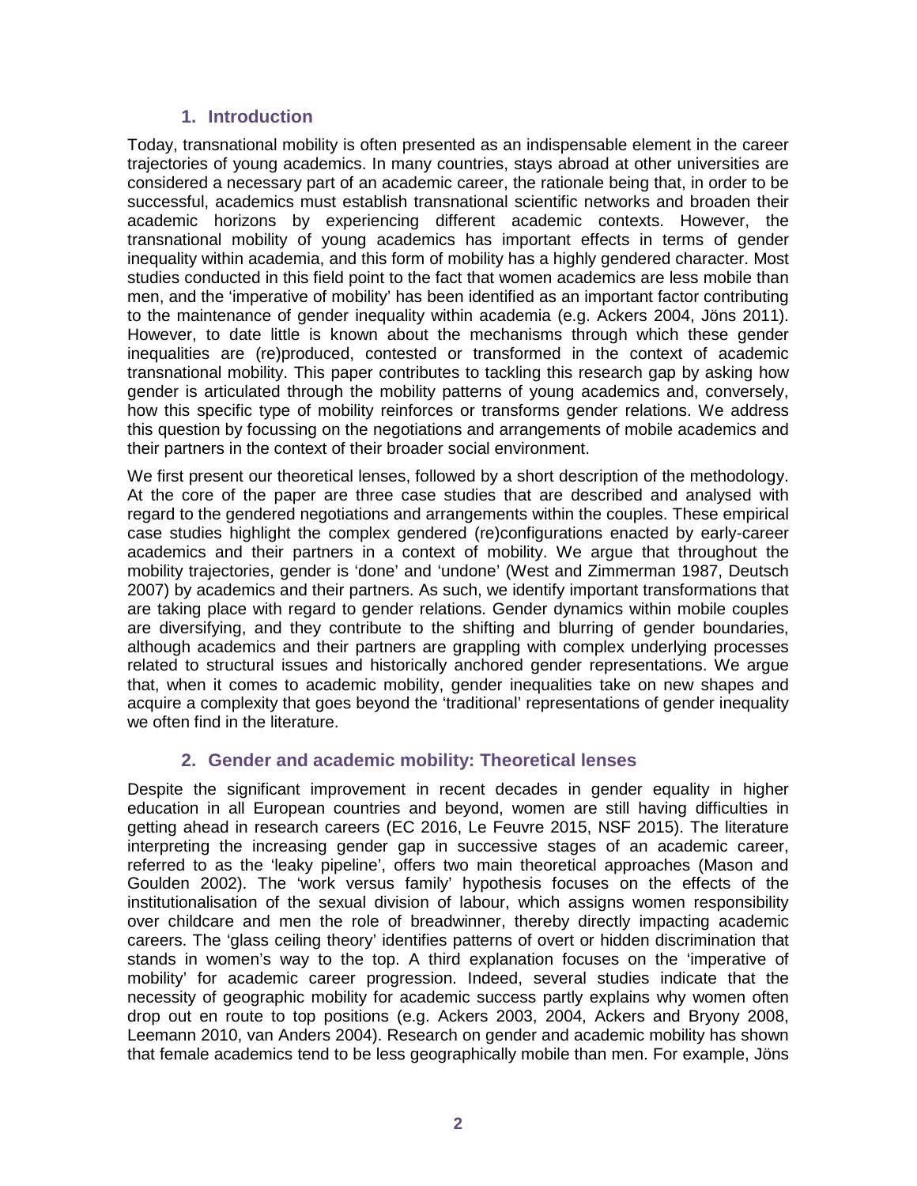## 1. Introduction

Today, transnational mobility is often presented as an indispensable element in the career trajectories of young academics. In many countries, stays abroad at other universities are considered a necessary part of an academic career, the rationale being that, in order to be successful, academics must establish transnational scientific networks and broaden their academic horizons by experiencing different academic contexts. However, the transnational mobility of young academics has important effects in terms of gender inequality within academia, and this form of mobility has a highly gendered character. Most studies conducted in this field point to the fact that women academics are less mobile than men, and the 'imperative of mobility' has been identified as an important factor contributing to the maintenance of gender inequality within academia (e.g. Ackers 2004, Jöns 2011). However, to date little is known about the mechanisms through which these gender inequalities are (re)produced, contested or transformed in the context of academic transnational mobility. This paper contributes to tackling this research gap by asking how gender is articulated through the mobility patterns of young academics and, conversely, how this specific type of mobility reinforces or transforms gender relations. We address this question by focussing on the negotiations and arrangements of mobile academics and their partners in the context of their broader social environment.

We first present our theoretical lenses, followed by a short description of the methodology. At the core of the paper are three case studies that are described and analysed with regard to the gendered negotiations and arrangements within the couples. These empirical case studies highlight the complex gendered (re)configurations enacted by early-career academics and their partners in a context of mobility. We argue that throughout the mobility trajectories, gender is 'done' and 'undone' (West and Zimmerman 1987, Deutsch 2007) by academics and their partners. As such, we identify important transformations that are taking place with regard to gender relations. Gender dynamics within mobile couples are diversifying, and they contribute to the shifting and blurring of gender boundaries, although academics and their partners are grappling with complex underlying processes related to structural issues and historically anchored gender representations. We argue that, when it comes to academic mobility, gender inequalities take on new shapes and acquire a complexity that goes beyond the 'traditional' representations of gender inequality we often find in the literature.

## 2. Gender and academic mobility: Theoretical lenses

Despite the significant improvement in recent decades in gender equality in higher education in all European countries and beyond, women are still having difficulties in getting ahead in research careers (EC 2016, Le Feuvre 2015, NSF 2015). The literature interpreting the increasing gender gap in successive stages of an academic career, referred to as the 'leaky pipeline', offers two main theoretical approaches (Mason and Goulden 2002). The 'work versus family' hypothesis focuses on the effects of the institutionalisation of the sexual division of labour, which assigns women responsibility over childcare and men the role of breadwinner, thereby directly impacting academic careers. The 'glass ceiling theory' identifies patterns of overt or hidden discrimination that stands in women's way to the top. A third explanation focuses on the 'imperative of mobility' for academic career progression. Indeed, several studies indicate that the necessity of geographic mobility for academic success partly explains why women often drop out en route to top positions (e.g. Ackers 2003, 2004, Ackers and Bryony 2008, Leemann 2010, van Anders 2004). Research on gender and academic mobility has shown that female academics tend to be less geographically mobile than men. For example, Jöns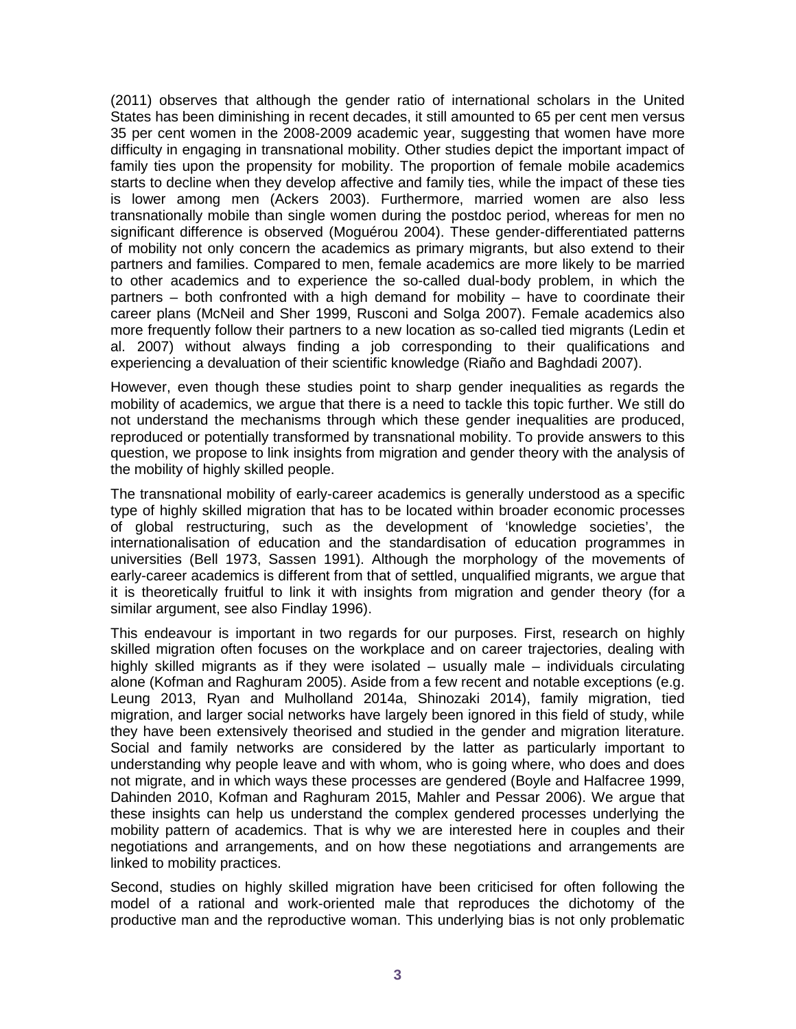(2011) observes that although the gender ratio of international scholars in the United States has been diminishing in recent decades, it still amounted to 65 per cent men versus 35 per cent women in the 2008-2009 academic year, suggesting that women have more difficulty in engaging in transnational mobility. Other studies depict the important impact of family ties upon the propensity for mobility. The proportion of female mobile academics starts to decline when they develop affective and family ties, while the impact of these ties is lower among men (Ackers 2003). Furthermore, married women are also less transnationally mobile than single women during the postdoc period, whereas for men no significant difference is observed (Moguérou 2004). These gender-differentiated patterns of mobility not only concern the academics as primary migrants, but also extend to their partners and families. Compared to men, female academics are more likely to be married to other academics and to experience the so-called dual-body problem, in which the partners – both confronted with a high demand for mobility – have to coordinate their career plans (McNeil and Sher 1999, Rusconi and Solga 2007). Female academics also more frequently follow their partners to a new location as so-called tied migrants (Ledin et al. 2007) without always finding a job corresponding to their qualifications and experiencing a devaluation of their scientific knowledge (Riaño and Baghdadi 2007).

However, even though these studies point to sharp gender inequalities as regards the mobility of academics, we argue that there is a need to tackle this topic further. We still do not understand the mechanisms through which these gender inequalities are produced, reproduced or potentially transformed by transnational mobility. To provide answers to this question, we propose to link insights from migration and gender theory with the analysis of the mobility of highly skilled people.

The transnational mobility of early-career academics is generally understood as a specific type of highly skilled migration that has to be located within broader economic processes of global restructuring, such as the development of 'knowledge societies', the internationalisation of education and the standardisation of education programmes in universities (Bell 1973, Sassen 1991). Although the morphology of the movements of early-career academics is different from that of settled, unqualified migrants, we argue that it is theoretically fruitful to link it with insights from migration and gender theory (for a similar argument, see also Findlay 1996).

This endeavour is important in two regards for our purposes. First, research on highly skilled migration often focuses on the workplace and on career trajectories, dealing with highly skilled migrants as if they were isolated – usually male – individuals circulating alone (Kofman and Raghuram 2005). Aside from a few recent and notable exceptions (e.g. Leung 2013, Ryan and Mulholland 2014a, Shinozaki 2014), family migration, tied migration, and larger social networks have largely been ignored in this field of study, while they have been extensively theorised and studied in the gender and migration literature. Social and family networks are considered by the latter as particularly important to understanding why people leave and with whom, who is going where, who does and does not migrate, and in which ways these processes are gendered (Boyle and Halfacree 1999, Dahinden 2010, Kofman and Raghuram 2015, Mahler and Pessar 2006). We argue that these insights can help us understand the complex gendered processes underlying the mobility pattern of academics. That is why we are interested here in couples and their negotiations and arrangements, and on how these negotiations and arrangements are linked to mobility practices.

Second, studies on highly skilled migration have been criticised for often following the model of a rational and work-oriented male that reproduces the dichotomy of the productive man and the reproductive woman. This underlying bias is not only problematic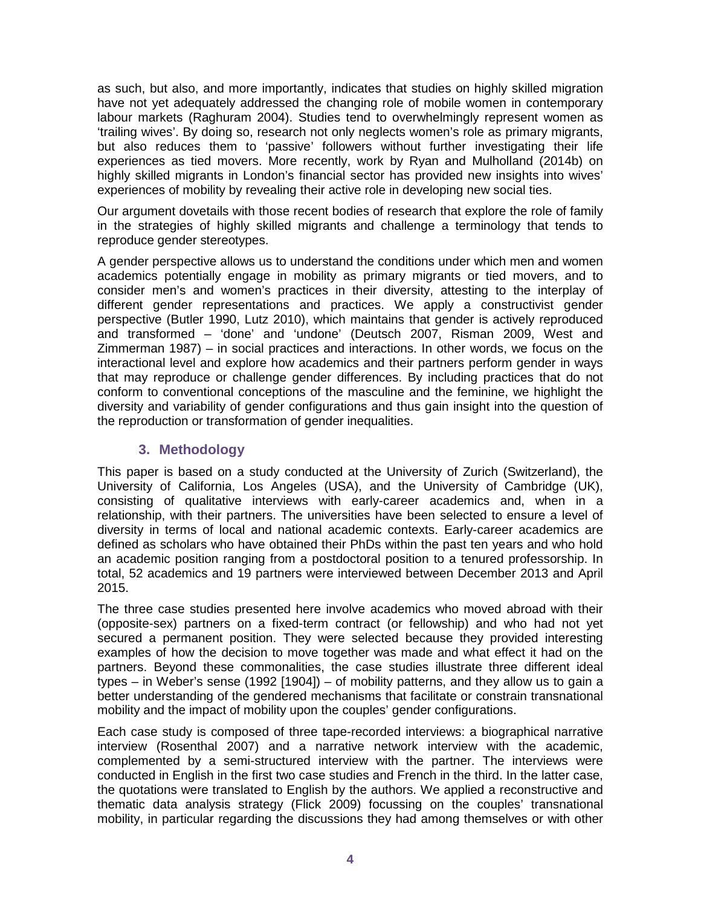as such, but also, and more importantly, indicates that studies on highly skilled migration have not yet adequately addressed the changing role of mobile women in contemporary labour markets (Raghuram 2004). Studies tend to overwhelmingly represent women as 'trailing wives'. By doing so, research not only neglects women's role as primary migrants, but also reduces them to 'passive' followers without further investigating their life experiences as tied movers. More recently, work by Ryan and Mulholland (2014b) on highly skilled migrants in London's financial sector has provided new insights into wives' experiences of mobility by revealing their active role in developing new social ties.

Our argument dovetails with those recent bodies of research that explore the role of family in the strategies of highly skilled migrants and challenge a terminology that tends to reproduce gender stereotypes.

A gender perspective allows us to understand the conditions under which men and women academics potentially engage in mobility as primary migrants or tied movers, and to consider men's and women's practices in their diversity, attesting to the interplay of different gender representations and practices. We apply a constructivist gender perspective (Butler 1990, Lutz 2010), which maintains that gender is actively reproduced and transformed – 'done' and 'undone' (Deutsch 2007, Risman 2009, West and Zimmerman 1987) – in social practices and interactions. In other words, we focus on the interactional level and explore how academics and their partners perform gender in ways that may reproduce or challenge gender differences. By including practices that do not conform to conventional conceptions of the masculine and the feminine, we highlight the diversity and variability of gender configurations and thus gain insight into the question of the reproduction or transformation of gender inequalities.

## 3. Methodology

This paper is based on a study conducted at the University of Zurich (Switzerland), the University of California, Los Angeles (USA), and the University of Cambridge (UK), consisting of qualitative interviews with early-career academics and, when in a relationship, with their partners. The universities have been selected to ensure a level of diversity in terms of local and national academic contexts. Early-career academics are defined as scholars who have obtained their PhDs within the past ten years and who hold an academic position ranging from a postdoctoral position to a tenured professorship. In total, 52 academics and 19 partners were interviewed between December 2013 and April 2015.

The three case studies presented here involve academics who moved abroad with their (opposite-sex) partners on a fixed-term contract (or fellowship) and who had not yet secured a permanent position. They were selected because they provided interesting examples of how the decision to move together was made and what effect it had on the partners. Beyond these commonalities, the case studies illustrate three different ideal types – in Weber's sense (1992 [1904]) – of mobility patterns, and they allow us to gain a better understanding of the gendered mechanisms that facilitate or constrain transnational mobility and the impact of mobility upon the couples' gender configurations.

Each case study is composed of three tape-recorded interviews: a biographical narrative interview (Rosenthal 2007) and a narrative network interview with the academic, complemented by a semi-structured interview with the partner. The interviews were conducted in English in the first two case studies and French in the third. In the latter case, the quotations were translated to English by the authors. We applied a reconstructive and thematic data analysis strategy (Flick 2009) focussing on the couples' transnational mobility, in particular regarding the discussions they had among themselves or with other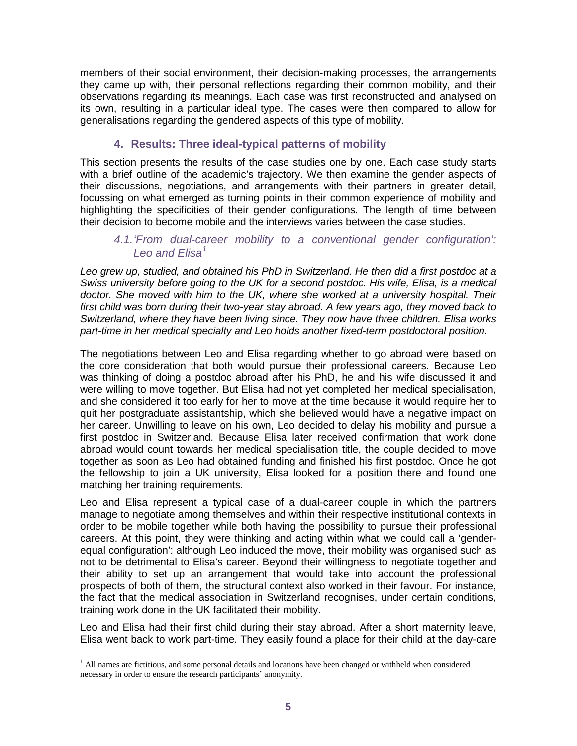members of their social environment, their decision-making processes, the arrangements they came up with, their personal reflections regarding their common mobility, and their observations regarding its meanings. Each case was first reconstructed and analysed on its own, resulting in a particular ideal type. The cases were then compared to allow for generalisations regarding the gendered aspects of this type of mobility.

## 4. Results: Three ideal-typical patterns of mobility

This section presents the results of the case studies one by one. Each case study starts with a brief outline of the academic's trajectory. We then examine the gender aspects of their discussions, negotiations, and arrangements with their partners in greater detail, focussing on what emerged as turning points in their common experience of mobility and highlighting the specificities of their gender configurations. The length of time between their decision to become mobile and the interviews varies between the case studies.

### 4.1. *'From dual-career mobility to a conventional gender configuration': Leo and Elisa*[1]

*Leo grew up, studied, and obtained his PhD in Switzerland. He then did a first postdoc at a Swiss university before going to the UK for a second postdoc. His wife, Elisa, is a medical doctor. She moved with him to the UK, where she worked at a university hospital. Their first child was born during their two-year stay abroad. A few years ago, they moved back to Switzerland, where they have been living since. They now have three children. Elisa works part-time in her medical specialty and Leo holds another fixed-term postdoctoral position.*

The negotiations between Leo and Elisa regarding whether to go abroad were based on the core consideration that both would pursue their professional careers. Because Leo was thinking of doing a postdoc abroad after his PhD, he and his wife discussed it and were willing to move together. But Elisa had not yet completed her medical specialisation, and she considered it too early for her to move at the time because it would require her to quit her postgraduate assistantship, which she believed would have a negative impact on her career. Unwilling to leave on his own, Leo decided to delay his mobility and pursue a first postdoc in Switzerland. Because Elisa later received confirmation that work done abroad would count towards her medical specialisation title, the couple decided to move together as soon as Leo had obtained funding and finished his first postdoc. Once he got the fellowship to join a UK university, Elisa looked for a position there and found one matching her training requirements.

Leo and Elisa represent a typical case of a dual-career couple in which the partners manage to negotiate among themselves and within their respective institutional contexts in order to be mobile together while both having the possibility to pursue their professional careers. At this point, they were thinking and acting within what we could call a 'gender-equal configuration': although Leo induced the move, their mobility was organised such as not to be detrimental to Elisa's career. Beyond their willingness to negotiate together and their ability to set up an arrangement that would take into account the professional prospects of both of them, the structural context also worked in their favour. For instance, the fact that the medical association in Switzerland recognises, under certain conditions, training work done in the UK facilitated their mobility.

Leo and Elisa had their first child during their stay abroad. After a short maternity leave, Elisa went back to work part-time. They easily found a place for their child at the day-care

[1] All names are fictitious, and some personal details and locations have been changed or withheld when considered necessary in order to ensure the research participants' anonymity.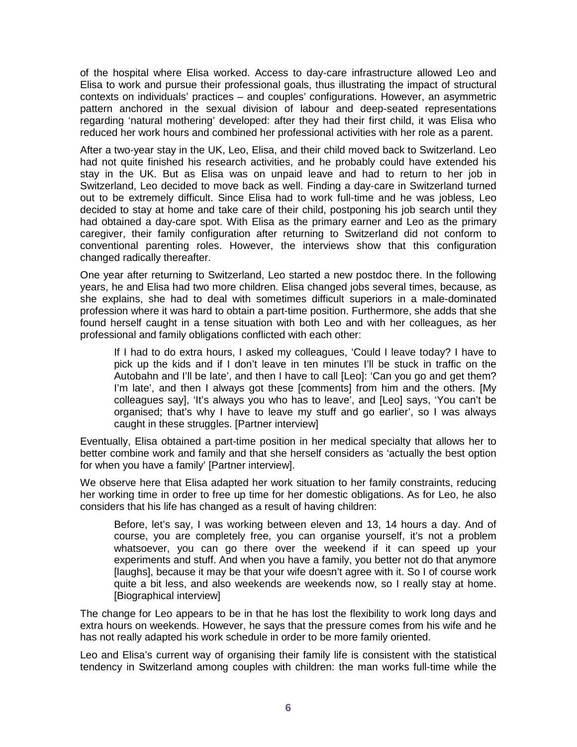of the hospital where Elisa worked. Access to day-care infrastructure allowed Leo and Elisa to work and pursue their professional goals, thus illustrating the impact of structural contexts on individuals' practices – and couples' configurations. However, an asymmetric pattern anchored in the sexual division of labour and deep-seated representations regarding 'natural mothering' developed: after they had their first child, it was Elisa who reduced her work hours and combined her professional activities with her role as a parent.

After a two-year stay in the UK, Leo, Elisa, and their child moved back to Switzerland. Leo had not quite finished his research activities, and he probably could have extended his stay in the UK. But as Elisa was on unpaid leave and had to return to her job in Switzerland, Leo decided to move back as well. Finding a day-care in Switzerland turned out to be extremely difficult. Since Elisa had to work full-time and he was jobless, Leo decided to stay at home and take care of their child, postponing his job search until they had obtained a day-care spot. With Elisa as the primary earner and Leo as the primary caregiver, their family configuration after returning to Switzerland did not conform to conventional parenting roles. However, the interviews show that this configuration changed radically thereafter.

One year after returning to Switzerland, Leo started a new postdoc there. In the following years, he and Elisa had two more children. Elisa changed jobs several times, because, as she explains, she had to deal with sometimes difficult superiors in a male-dominated profession where it was hard to obtain a part-time position. Furthermore, she adds that she found herself caught in a tense situation with both Leo and with her colleagues, as her professional and family obligations conflicted with each other:

> If I had to do extra hours, I asked my colleagues, 'Could I leave today? I have to pick up the kids and if I don't leave in ten minutes I'll be stuck in traffic on the Autobahn and I'll be late', and then I have to call [Leo]: 'Can you go and get them? I'm late', and then I always got these [comments] from him and the others. [My colleagues say], 'It's always you who has to leave', and [Leo] says, 'You can't be organised; that's why I have to leave my stuff and go earlier', so I was always caught in these struggles. [Partner interview]

Eventually, Elisa obtained a part-time position in her medical specialty that allows her to better combine work and family and that she herself considers as 'actually the best option for when you have a family' [Partner interview].

We observe here that Elisa adapted her work situation to her family constraints, reducing her working time in order to free up time for her domestic obligations. As for Leo, he also considers that his life has changed as a result of having children:

> Before, let's say, I was working between eleven and 13, 14 hours a day. And of course, you are completely free, you can organise yourself, it's not a problem whatsoever, you can go there over the weekend if it can speed up your experiments and stuff. And when you have a family, you better not do that anymore [laughs], because it may be that your wife doesn't agree with it. So I of course work quite a bit less, and also weekends are weekends now, so I really stay at home. [Biographical interview]

The change for Leo appears to be in that he has lost the flexibility to work long days and extra hours on weekends. However, he says that the pressure comes from his wife and he has not really adapted his work schedule in order to be more family oriented.

Leo and Elisa's current way of organising their family life is consistent with the statistical tendency in Switzerland among couples with children: the man works full-time while the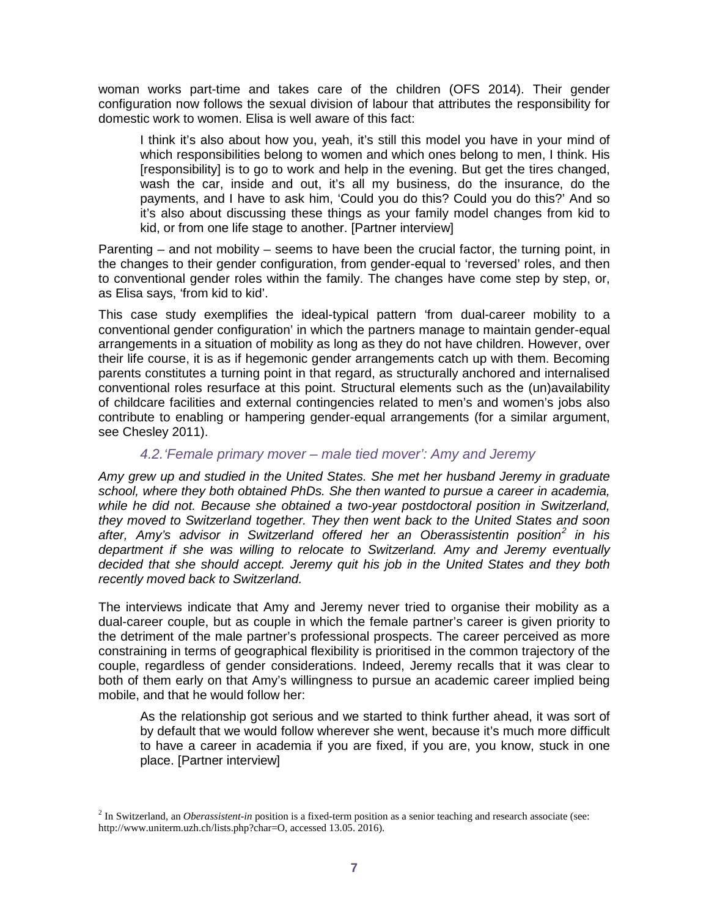woman works part-time and takes care of the children (OFS 2014). Their gender configuration now follows the sexual division of labour that attributes the responsibility for domestic work to women. Elisa is well aware of this fact:

> I think it's also about how you, yeah, it's still this model you have in your mind of which responsibilities belong to women and which ones belong to men, I think. His [responsibility] is to go to work and help in the evening. But get the tires changed, wash the car, inside and out, it's all my business, do the insurance, do the payments, and I have to ask him, 'Could you do this? Could you do this?' And so it's also about discussing these things as your family model changes from kid to kid, or from one life stage to another. [Partner interview]

Parenting – and not mobility – seems to have been the crucial factor, the turning point, in the changes to their gender configuration, from gender-equal to 'reversed' roles, and then to conventional gender roles within the family. The changes have come step by step, or, as Elisa says, 'from kid to kid'.

This case study exemplifies the ideal-typical pattern 'from dual-career mobility to a conventional gender configuration' in which the partners manage to maintain gender-equal arrangements in a situation of mobility as long as they do not have children. However, over their life course, it is as if hegemonic gender arrangements catch up with them. Becoming parents constitutes a turning point in that regard, as structurally anchored and internalised conventional roles resurface at this point. Structural elements such as the (un)availability of childcare facilities and external contingencies related to men's and women's jobs also contribute to enabling or hampering gender-equal arrangements (for a similar argument, see Chesley 2011).

### 4.2. 'Female primary mover – male tied mover': Amy and Jeremy

*Amy grew up and studied in the United States. She met her husband Jeremy in graduate school, where they both obtained PhDs. She then wanted to pursue a career in academia, while he did not. Because she obtained a two-year postdoctoral position in Switzerland, they moved to Switzerland together. They then went back to the United States and soon after, Amy's advisor in Switzerland offered her an Oberassistentin position*[2] *in his department if she was willing to relocate to Switzerland. Amy and Jeremy eventually decided that she should accept. Jeremy quit his job in the United States and they both recently moved back to Switzerland.*

The interviews indicate that Amy and Jeremy never tried to organise their mobility as a dual-career couple, but as couple in which the female partner's career is given priority to the detriment of the male partner's professional prospects. The career perceived as more constraining in terms of geographical flexibility is prioritised in the common trajectory of the couple, regardless of gender considerations. Indeed, Jeremy recalls that it was clear to both of them early on that Amy's willingness to pursue an academic career implied being mobile, and that he would follow her:

> As the relationship got serious and we started to think further ahead, it was sort of by default that we would follow wherever she went, because it's much more difficult to have a career in academia if you are fixed, if you are, you know, stuck in one place. [Partner interview]

[2] In Switzerland, an *Oberassistent-in* position is a fixed-term position as a senior teaching and research associate (see: http://www.uniterm.uzh.ch/lists.php?char=O, accessed 13.05. 2016).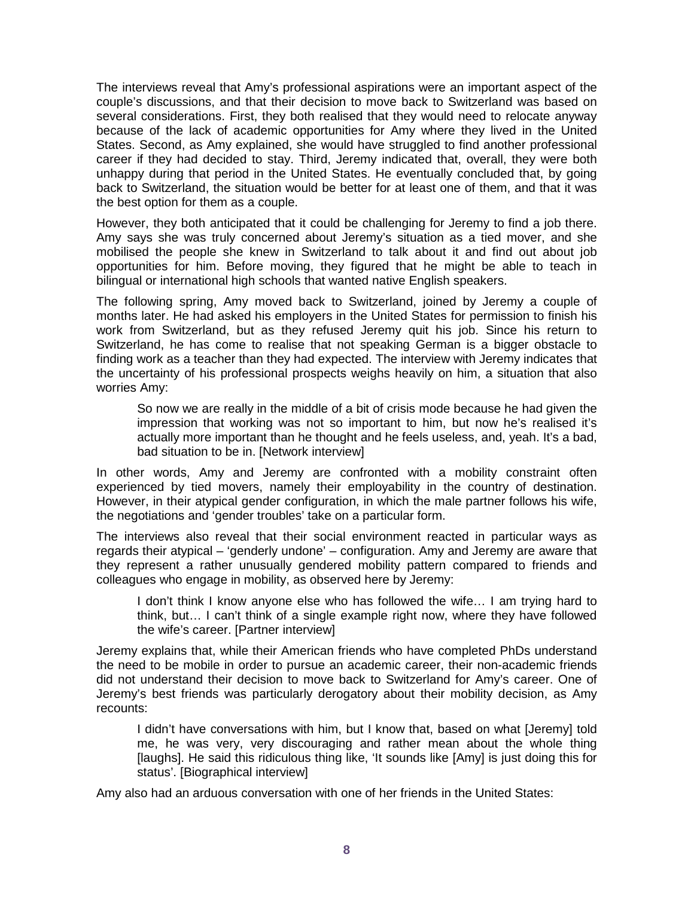The interviews reveal that Amy's professional aspirations were an important aspect of the couple's discussions, and that their decision to move back to Switzerland was based on several considerations. First, they both realised that they would need to relocate anyway because of the lack of academic opportunities for Amy where they lived in the United States. Second, as Amy explained, she would have struggled to find another professional career if they had decided to stay. Third, Jeremy indicated that, overall, they were both unhappy during that period in the United States. He eventually concluded that, by going back to Switzerland, the situation would be better for at least one of them, and that it was the best option for them as a couple.

However, they both anticipated that it could be challenging for Jeremy to find a job there. Amy says she was truly concerned about Jeremy's situation as a tied mover, and she mobilised the people she knew in Switzerland to talk about it and find out about job opportunities for him. Before moving, they figured that he might be able to teach in bilingual or international high schools that wanted native English speakers.

The following spring, Amy moved back to Switzerland, joined by Jeremy a couple of months later. He had asked his employers in the United States for permission to finish his work from Switzerland, but as they refused Jeremy quit his job. Since his return to Switzerland, he has come to realise that not speaking German is a bigger obstacle to finding work as a teacher than they had expected. The interview with Jeremy indicates that the uncertainty of his professional prospects weighs heavily on him, a situation that also worries Amy:

> So now we are really in the middle of a bit of crisis mode because he had given the impression that working was not so important to him, but now he's realised it's actually more important than he thought and he feels useless, and, yeah. It's a bad, bad situation to be in. [Network interview]

In other words, Amy and Jeremy are confronted with a mobility constraint often experienced by tied movers, namely their employability in the country of destination. However, in their atypical gender configuration, in which the male partner follows his wife, the negotiations and 'gender troubles' take on a particular form.

The interviews also reveal that their social environment reacted in particular ways as regards their atypical – 'genderly undone' – configuration. Amy and Jeremy are aware that they represent a rather unusually gendered mobility pattern compared to friends and colleagues who engage in mobility, as observed here by Jeremy:

> I don't think I know anyone else who has followed the wife… I am trying hard to think, but… I can't think of a single example right now, where they have followed the wife's career. [Partner interview]

Jeremy explains that, while their American friends who have completed PhDs understand the need to be mobile in order to pursue an academic career, their non-academic friends did not understand their decision to move back to Switzerland for Amy's career. One of Jeremy's best friends was particularly derogatory about their mobility decision, as Amy recounts:

> I didn't have conversations with him, but I know that, based on what [Jeremy] told me, he was very, very discouraging and rather mean about the whole thing [laughs]. He said this ridiculous thing like, 'It sounds like [Amy] is just doing this for status'. [Biographical interview]

Amy also had an arduous conversation with one of her friends in the United States: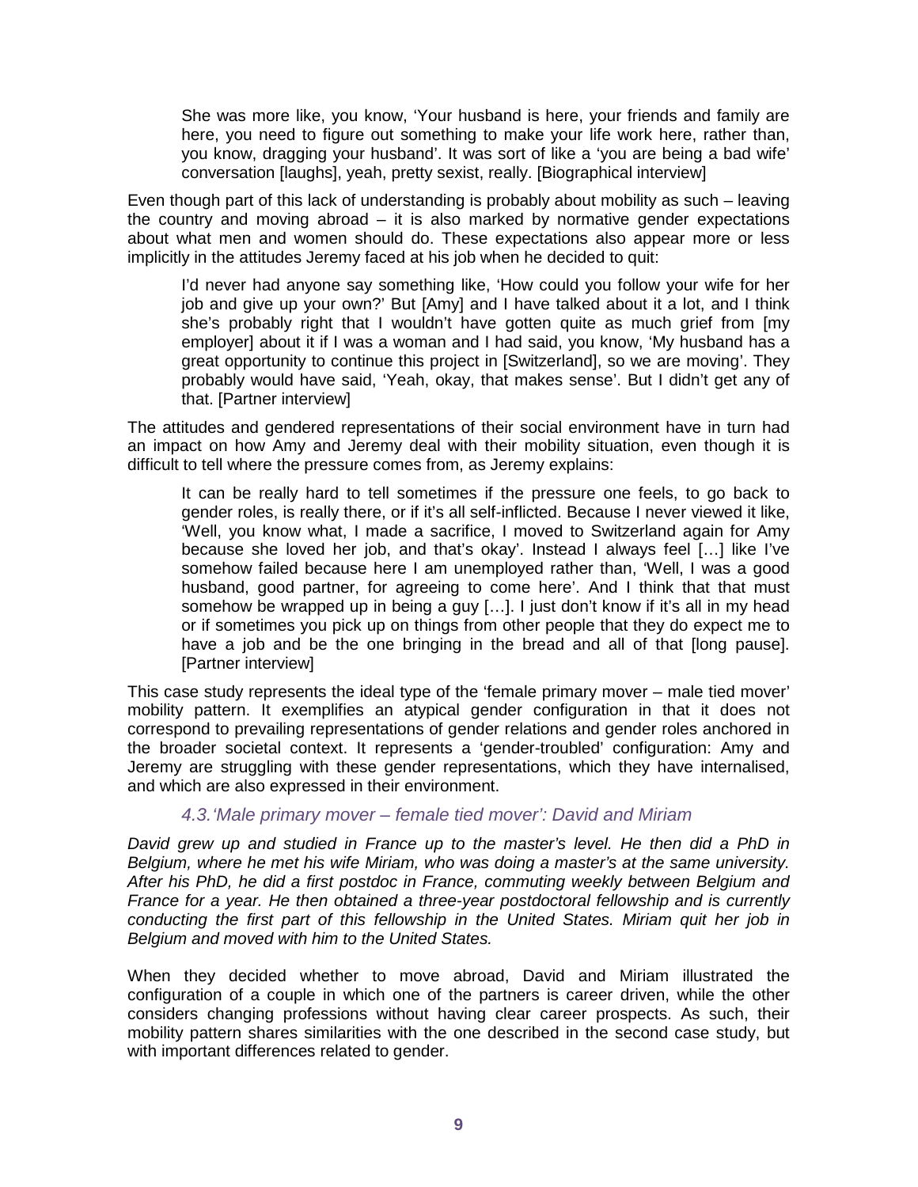> She was more like, you know, 'Your husband is here, your friends and family are here, you need to figure out something to make your life work here, rather than, you know, dragging your husband'. It was sort of like a 'you are being a bad wife' conversation [laughs], yeah, pretty sexist, really. [Biographical interview]

Even though part of this lack of understanding is probably about mobility as such – leaving the country and moving abroad – it is also marked by normative gender expectations about what men and women should do. These expectations also appear more or less implicitly in the attitudes Jeremy faced at his job when he decided to quit:

> I'd never had anyone say something like, 'How could you follow your wife for her job and give up your own?' But [Amy] and I have talked about it a lot, and I think she's probably right that I wouldn't have gotten quite as much grief from [my employer] about it if I was a woman and I had said, you know, 'My husband has a great opportunity to continue this project in [Switzerland], so we are moving'. They probably would have said, 'Yeah, okay, that makes sense'. But I didn't get any of that. [Partner interview]

The attitudes and gendered representations of their social environment have in turn had an impact on how Amy and Jeremy deal with their mobility situation, even though it is difficult to tell where the pressure comes from, as Jeremy explains:

> It can be really hard to tell sometimes if the pressure one feels, to go back to gender roles, is really there, or if it's all self-inflicted. Because I never viewed it like, 'Well, you know what, I made a sacrifice, I moved to Switzerland again for Amy because she loved her job, and that's okay'. Instead I always feel […] like I've somehow failed because here I am unemployed rather than, 'Well, I was a good husband, good partner, for agreeing to come here'. And I think that that must somehow be wrapped up in being a guy […]. I just don't know if it's all in my head or if sometimes you pick up on things from other people that they do expect me to have a job and be the one bringing in the bread and all of that [long pause]. [Partner interview]

This case study represents the ideal type of the 'female primary mover – male tied mover' mobility pattern. It exemplifies an atypical gender configuration in that it does not correspond to prevailing representations of gender relations and gender roles anchored in the broader societal context. It represents a 'gender-troubled' configuration: Amy and Jeremy are struggling with these gender representations, which they have internalised, and which are also expressed in their environment.

### 4.3. 'Male primary mover – female tied mover': David and Miriam

*David grew up and studied in France up to the master's level. He then did a PhD in Belgium, where he met his wife Miriam, who was doing a master's at the same university. After his PhD, he did a first postdoc in France, commuting weekly between Belgium and France for a year. He then obtained a three-year postdoctoral fellowship and is currently conducting the first part of this fellowship in the United States. Miriam quit her job in Belgium and moved with him to the United States.*

When they decided whether to move abroad, David and Miriam illustrated the configuration of a couple in which one of the partners is career driven, while the other considers changing professions without having clear career prospects. As such, their mobility pattern shares similarities with the one described in the second case study, but with important differences related to gender.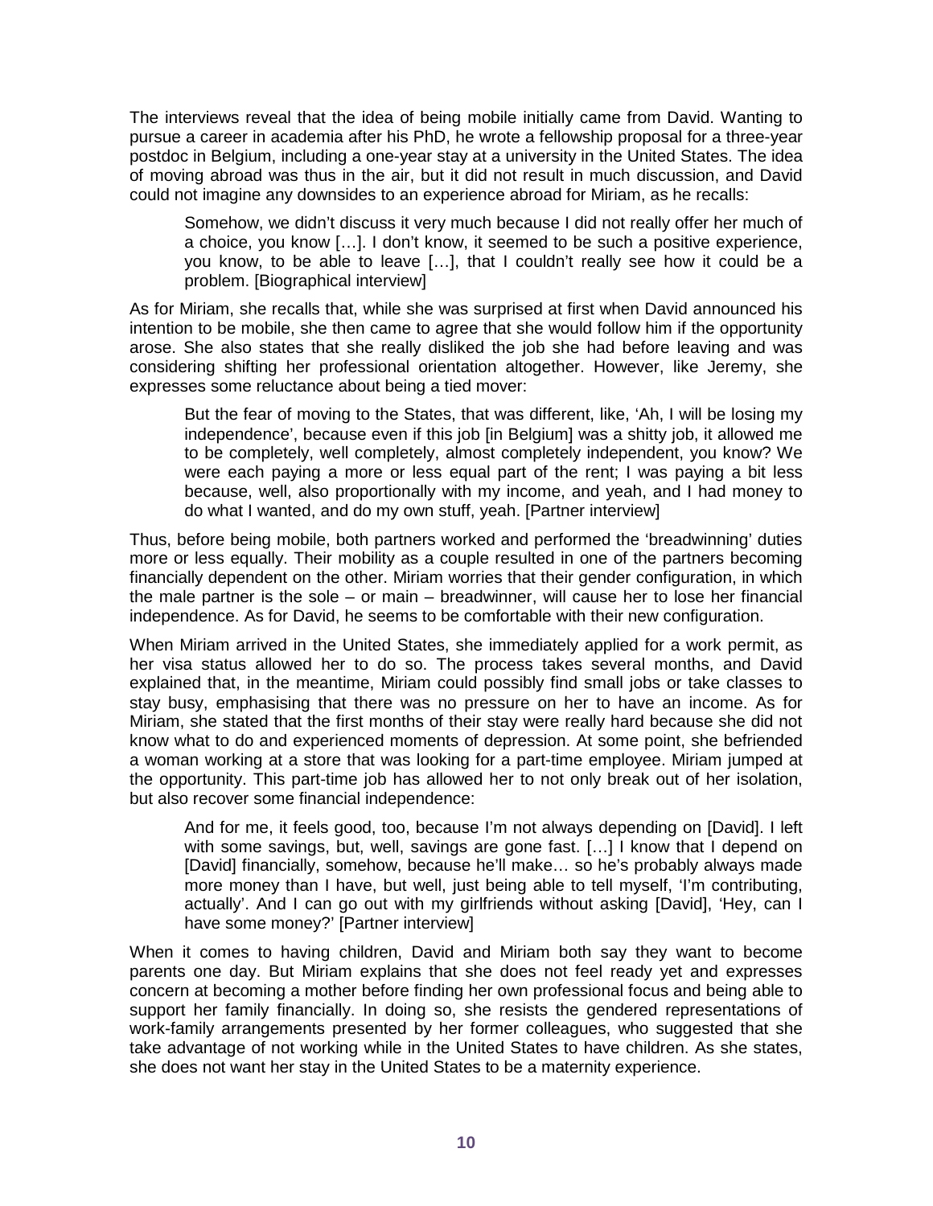The interviews reveal that the idea of being mobile initially came from David. Wanting to pursue a career in academia after his PhD, he wrote a fellowship proposal for a three-year postdoc in Belgium, including a one-year stay at a university in the United States. The idea of moving abroad was thus in the air, but it did not result in much discussion, and David could not imagine any downsides to an experience abroad for Miriam, as he recalls:

> Somehow, we didn't discuss it very much because I did not really offer her much of a choice, you know […]. I don't know, it seemed to be such a positive experience, you know, to be able to leave […], that I couldn't really see how it could be a problem. [Biographical interview]

As for Miriam, she recalls that, while she was surprised at first when David announced his intention to be mobile, she then came to agree that she would follow him if the opportunity arose. She also states that she really disliked the job she had before leaving and was considering shifting her professional orientation altogether. However, like Jeremy, she expresses some reluctance about being a tied mover:

> But the fear of moving to the States, that was different, like, 'Ah, I will be losing my independence', because even if this job [in Belgium] was a shitty job, it allowed me to be completely, well completely, almost completely independent, you know? We were each paying a more or less equal part of the rent; I was paying a bit less because, well, also proportionally with my income, and yeah, and I had money to do what I wanted, and do my own stuff, yeah. [Partner interview]

Thus, before being mobile, both partners worked and performed the 'breadwinning' duties more or less equally. Their mobility as a couple resulted in one of the partners becoming financially dependent on the other. Miriam worries that their gender configuration, in which the male partner is the sole – or main – breadwinner, will cause her to lose her financial independence. As for David, he seems to be comfortable with their new configuration.

When Miriam arrived in the United States, she immediately applied for a work permit, as her visa status allowed her to do so. The process takes several months, and David explained that, in the meantime, Miriam could possibly find small jobs or take classes to stay busy, emphasising that there was no pressure on her to have an income. As for Miriam, she stated that the first months of their stay were really hard because she did not know what to do and experienced moments of depression. At some point, she befriended a woman working at a store that was looking for a part-time employee. Miriam jumped at the opportunity. This part-time job has allowed her to not only break out of her isolation, but also recover some financial independence:

> And for me, it feels good, too, because I'm not always depending on [David]. I left with some savings, but, well, savings are gone fast. […] I know that I depend on [David] financially, somehow, because he'll make… so he's probably always made more money than I have, but well, just being able to tell myself, 'I'm contributing, actually'. And I can go out with my girlfriends without asking [David], 'Hey, can I have some money?' [Partner interview]

When it comes to having children, David and Miriam both say they want to become parents one day. But Miriam explains that she does not feel ready yet and expresses concern at becoming a mother before finding her own professional focus and being able to support her family financially. In doing so, she resists the gendered representations of work-family arrangements presented by her former colleagues, who suggested that she take advantage of not working while in the United States to have children. As she states, she does not want her stay in the United States to be a maternity experience.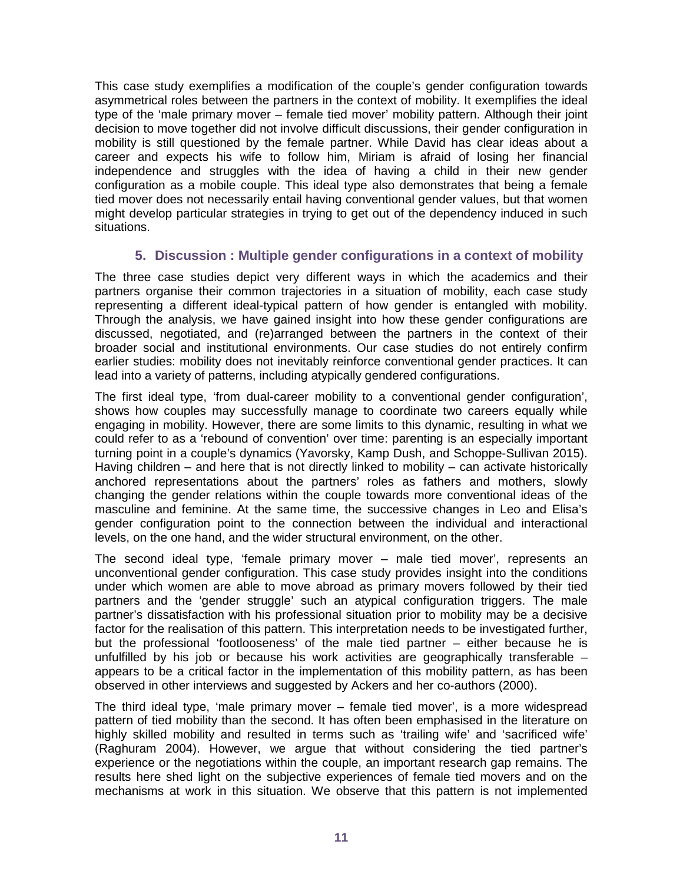This case study exemplifies a modification of the couple's gender configuration towards asymmetrical roles between the partners in the context of mobility. It exemplifies the ideal type of the 'male primary mover – female tied mover' mobility pattern. Although their joint decision to move together did not involve difficult discussions, their gender configuration in mobility is still questioned by the female partner. While David has clear ideas about a career and expects his wife to follow him, Miriam is afraid of losing her financial independence and struggles with the idea of having a child in their new gender configuration as a mobile couple. This ideal type also demonstrates that being a female tied mover does not necessarily entail having conventional gender values, but that women might develop particular strategies in trying to get out of the dependency induced in such situations.

## 5. Discussion : Multiple gender configurations in a context of mobility

The three case studies depict very different ways in which the academics and their partners organise their common trajectories in a situation of mobility, each case study representing a different ideal-typical pattern of how gender is entangled with mobility. Through the analysis, we have gained insight into how these gender configurations are discussed, negotiated, and (re)arranged between the partners in the context of their broader social and institutional environments. Our case studies do not entirely confirm earlier studies: mobility does not inevitably reinforce conventional gender practices. It can lead into a variety of patterns, including atypically gendered configurations.

The first ideal type, 'from dual-career mobility to a conventional gender configuration', shows how couples may successfully manage to coordinate two careers equally while engaging in mobility. However, there are some limits to this dynamic, resulting in what we could refer to as a 'rebound of convention' over time: parenting is an especially important turning point in a couple's dynamics (Yavorsky, Kamp Dush, and Schoppe-Sullivan 2015). Having children – and here that is not directly linked to mobility – can activate historically anchored representations about the partners' roles as fathers and mothers, slowly changing the gender relations within the couple towards more conventional ideas of the masculine and feminine. At the same time, the successive changes in Leo and Elisa's gender configuration point to the connection between the individual and interactional levels, on the one hand, and the wider structural environment, on the other.

The second ideal type, 'female primary mover – male tied mover', represents an unconventional gender configuration. This case study provides insight into the conditions under which women are able to move abroad as primary movers followed by their tied partners and the 'gender struggle' such an atypical configuration triggers. The male partner's dissatisfaction with his professional situation prior to mobility may be a decisive factor for the realisation of this pattern. This interpretation needs to be investigated further, but the professional 'footlooseness' of the male tied partner – either because he is unfulfilled by his job or because his work activities are geographically transferable – appears to be a critical factor in the implementation of this mobility pattern, as has been observed in other interviews and suggested by Ackers and her co-authors (2000).

The third ideal type, 'male primary mover – female tied mover', is a more widespread pattern of tied mobility than the second. It has often been emphasised in the literature on highly skilled mobility and resulted in terms such as 'trailing wife' and 'sacrificed wife' (Raghuram 2004). However, we argue that without considering the tied partner's experience or the negotiations within the couple, an important research gap remains. The results here shed light on the subjective experiences of female tied movers and on the mechanisms at work in this situation. We observe that this pattern is not implemented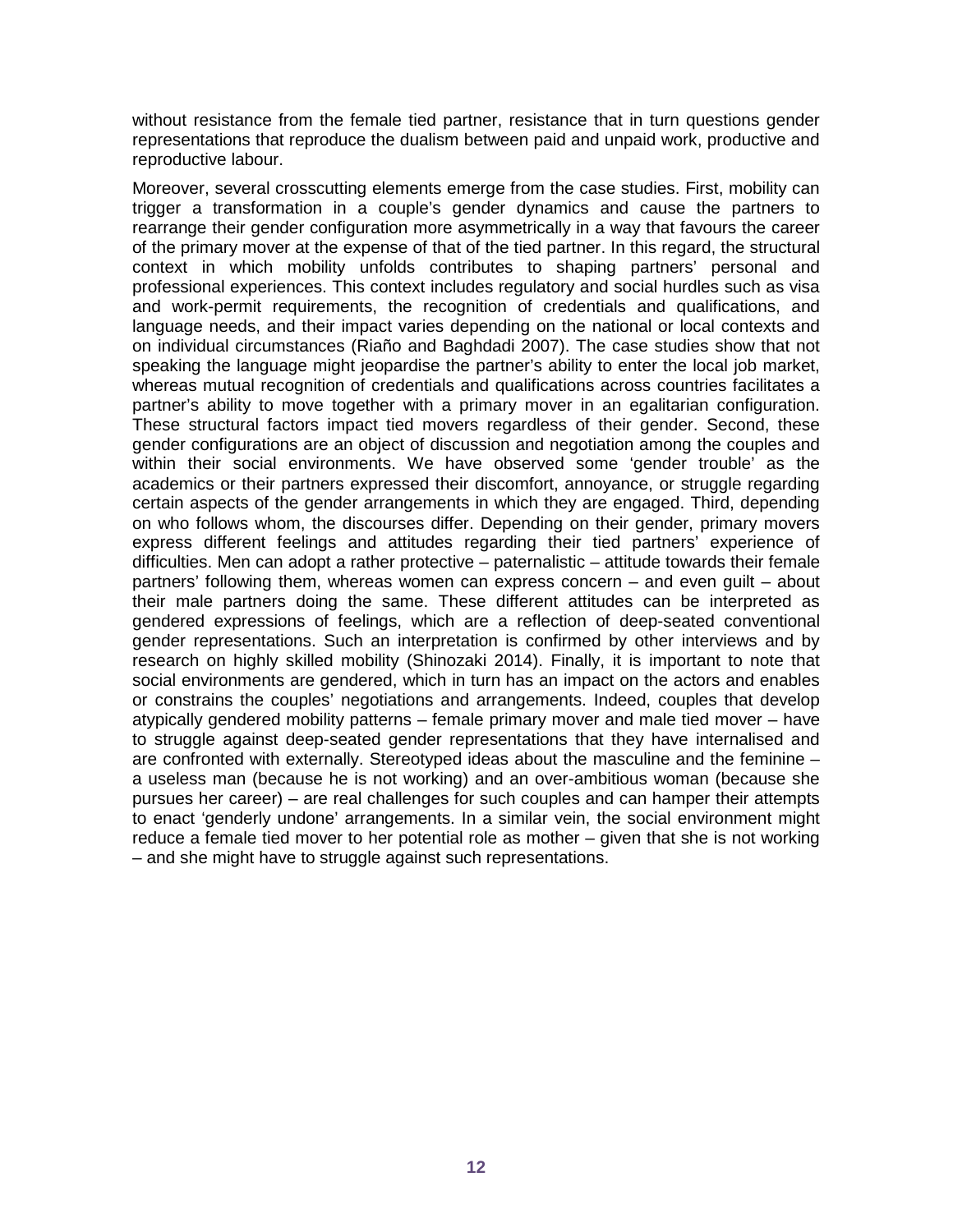without resistance from the female tied partner, resistance that in turn questions gender representations that reproduce the dualism between paid and unpaid work, productive and reproductive labour.

Moreover, several crosscutting elements emerge from the case studies. First, mobility can trigger a transformation in a couple's gender dynamics and cause the partners to rearrange their gender configuration more asymmetrically in a way that favours the career of the primary mover at the expense of that of the tied partner. In this regard, the structural context in which mobility unfolds contributes to shaping partners' personal and professional experiences. This context includes regulatory and social hurdles such as visa and work-permit requirements, the recognition of credentials and qualifications, and language needs, and their impact varies depending on the national or local contexts and on individual circumstances (Riaño and Baghdadi 2007). The case studies show that not speaking the language might jeopardise the partner's ability to enter the local job market, whereas mutual recognition of credentials and qualifications across countries facilitates a partner's ability to move together with a primary mover in an egalitarian configuration. These structural factors impact tied movers regardless of their gender. Second, these gender configurations are an object of discussion and negotiation among the couples and within their social environments. We have observed some 'gender trouble' as the academics or their partners expressed their discomfort, annoyance, or struggle regarding certain aspects of the gender arrangements in which they are engaged. Third, depending on who follows whom, the discourses differ. Depending on their gender, primary movers express different feelings and attitudes regarding their tied partners' experience of difficulties. Men can adopt a rather protective – paternalistic – attitude towards their female partners' following them, whereas women can express concern – and even guilt – about their male partners doing the same. These different attitudes can be interpreted as gendered expressions of feelings, which are a reflection of deep-seated conventional gender representations. Such an interpretation is confirmed by other interviews and by research on highly skilled mobility (Shinozaki 2014). Finally, it is important to note that social environments are gendered, which in turn has an impact on the actors and enables or constrains the couples' negotiations and arrangements. Indeed, couples that develop atypically gendered mobility patterns – female primary mover and male tied mover – have to struggle against deep-seated gender representations that they have internalised and are confronted with externally. Stereotyped ideas about the masculine and the feminine – a useless man (because he is not working) and an over-ambitious woman (because she pursues her career) – are real challenges for such couples and can hamper their attempts to enact 'genderly undone' arrangements. In a similar vein, the social environment might reduce a female tied mover to her potential role as mother – given that she is not working – and she might have to struggle against such representations.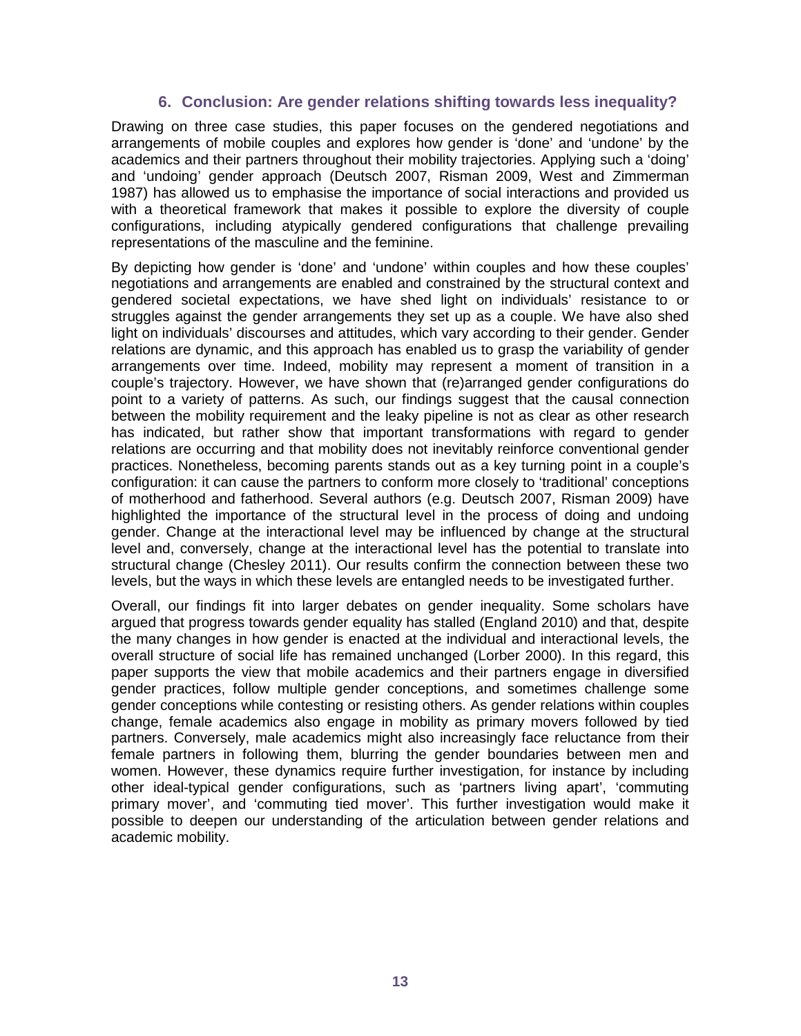## 6. Conclusion: Are gender relations shifting towards less inequality?

Drawing on three case studies, this paper focuses on the gendered negotiations and arrangements of mobile couples and explores how gender is 'done' and 'undone' by the academics and their partners throughout their mobility trajectories. Applying such a 'doing' and 'undoing' gender approach (Deutsch 2007, Risman 2009, West and Zimmerman 1987) has allowed us to emphasise the importance of social interactions and provided us with a theoretical framework that makes it possible to explore the diversity of couple configurations, including atypically gendered configurations that challenge prevailing representations of the masculine and the feminine.

By depicting how gender is 'done' and 'undone' within couples and how these couples' negotiations and arrangements are enabled and constrained by the structural context and gendered societal expectations, we have shed light on individuals' resistance to or struggles against the gender arrangements they set up as a couple. We have also shed light on individuals' discourses and attitudes, which vary according to their gender. Gender relations are dynamic, and this approach has enabled us to grasp the variability of gender arrangements over time. Indeed, mobility may represent a moment of transition in a couple's trajectory. However, we have shown that (re)arranged gender configurations do point to a variety of patterns. As such, our findings suggest that the causal connection between the mobility requirement and the leaky pipeline is not as clear as other research has indicated, but rather show that important transformations with regard to gender relations are occurring and that mobility does not inevitably reinforce conventional gender practices. Nonetheless, becoming parents stands out as a key turning point in a couple's configuration: it can cause the partners to conform more closely to 'traditional' conceptions of motherhood and fatherhood. Several authors (e.g. Deutsch 2007, Risman 2009) have highlighted the importance of the structural level in the process of doing and undoing gender. Change at the interactional level may be influenced by change at the structural level and, conversely, change at the interactional level has the potential to translate into structural change (Chesley 2011). Our results confirm the connection between these two levels, but the ways in which these levels are entangled needs to be investigated further.

Overall, our findings fit into larger debates on gender inequality. Some scholars have argued that progress towards gender equality has stalled (England 2010) and that, despite the many changes in how gender is enacted at the individual and interactional levels, the overall structure of social life has remained unchanged (Lorber 2000). In this regard, this paper supports the view that mobile academics and their partners engage in diversified gender practices, follow multiple gender conceptions, and sometimes challenge some gender conceptions while contesting or resisting others. As gender relations within couples change, female academics also engage in mobility as primary movers followed by tied partners. Conversely, male academics might also increasingly face reluctance from their female partners in following them, blurring the gender boundaries between men and women. However, these dynamics require further investigation, for instance by including other ideal-typical gender configurations, such as 'partners living apart', 'commuting primary mover', and 'commuting tied mover'. This further investigation would make it possible to deepen our understanding of the articulation between gender relations and academic mobility.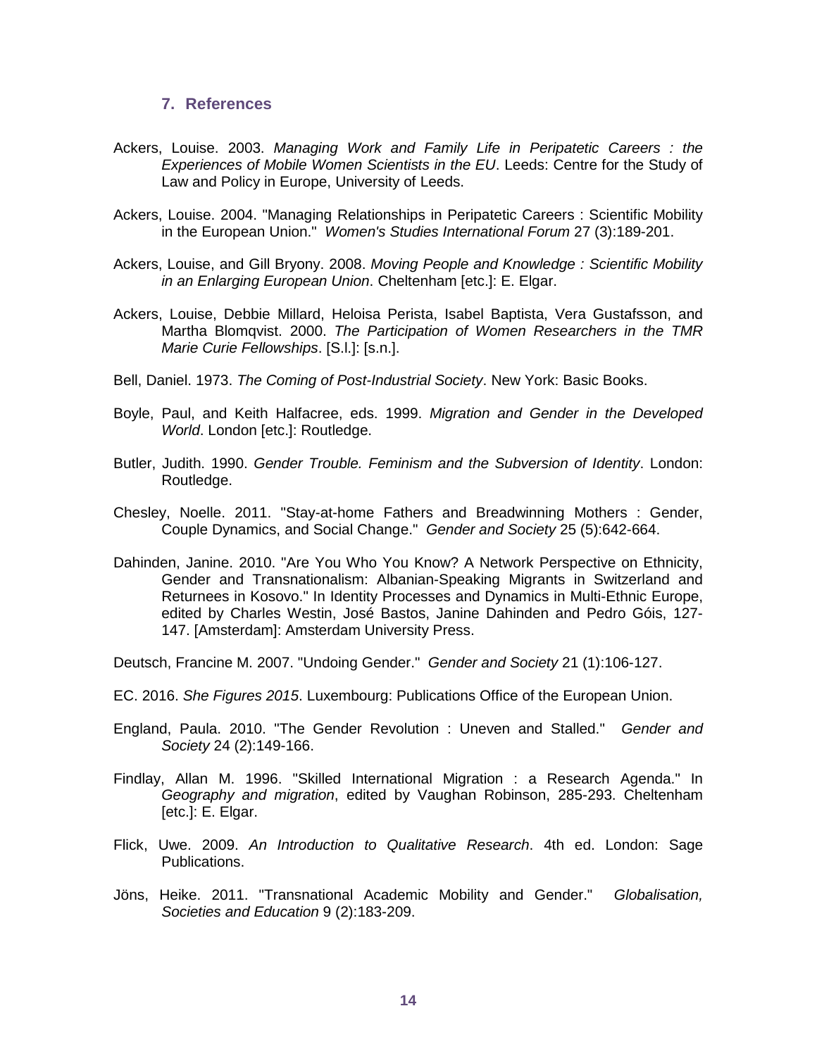## 7. References

Ackers, Louise. 2003. *Managing Work and Family Life in Peripatetic Careers : the Experiences of Mobile Women Scientists in the EU*. Leeds: Centre for the Study of Law and Policy in Europe, University of Leeds.

Ackers, Louise. 2004. "Managing Relationships in Peripatetic Careers : Scientific Mobility in the European Union." *Women's Studies International Forum* 27 (3):189-201.

Ackers, Louise, and Gill Bryony. 2008. *Moving People and Knowledge : Scientific Mobility in an Enlarging European Union*. Cheltenham [etc.]: E. Elgar.

Ackers, Louise, Debbie Millard, Heloisa Perista, Isabel Baptista, Vera Gustafsson, and Martha Blomqvist. 2000. *The Participation of Women Researchers in the TMR Marie Curie Fellowships*. [S.l.]: [s.n.].

Bell, Daniel. 1973. *The Coming of Post-Industrial Society*. New York: Basic Books.

Boyle, Paul, and Keith Halfacree, eds. 1999. *Migration and Gender in the Developed World*. London [etc.]: Routledge.

Butler, Judith. 1990. *Gender Trouble. Feminism and the Subversion of Identity*. London: Routledge.

Chesley, Noelle. 2011. "Stay-at-home Fathers and Breadwinning Mothers : Gender, Couple Dynamics, and Social Change." *Gender and Society* 25 (5):642-664.

Dahinden, Janine. 2010. "Are You Who You Know? A Network Perspective on Ethnicity, Gender and Transnationalism: Albanian-Speaking Migrants in Switzerland and Returnees in Kosovo." In Identity Processes and Dynamics in Multi-Ethnic Europe, edited by Charles Westin, José Bastos, Janine Dahinden and Pedro Góis, 127-147. [Amsterdam]: Amsterdam University Press.

Deutsch, Francine M. 2007. "Undoing Gender." *Gender and Society* 21 (1):106-127.

EC. 2016. *She Figures 2015*. Luxembourg: Publications Office of the European Union.

England, Paula. 2010. "The Gender Revolution : Uneven and Stalled." *Gender and Society* 24 (2):149-166.

Findlay, Allan M. 1996. "Skilled International Migration : a Research Agenda." In *Geography and migration*, edited by Vaughan Robinson, 285-293. Cheltenham [etc.]: E. Elgar.

Flick, Uwe. 2009. *An Introduction to Qualitative Research*. 4th ed. London: Sage Publications.

Jöns, Heike. 2011. "Transnational Academic Mobility and Gender." *Globalisation, Societies and Education* 9 (2):183-209.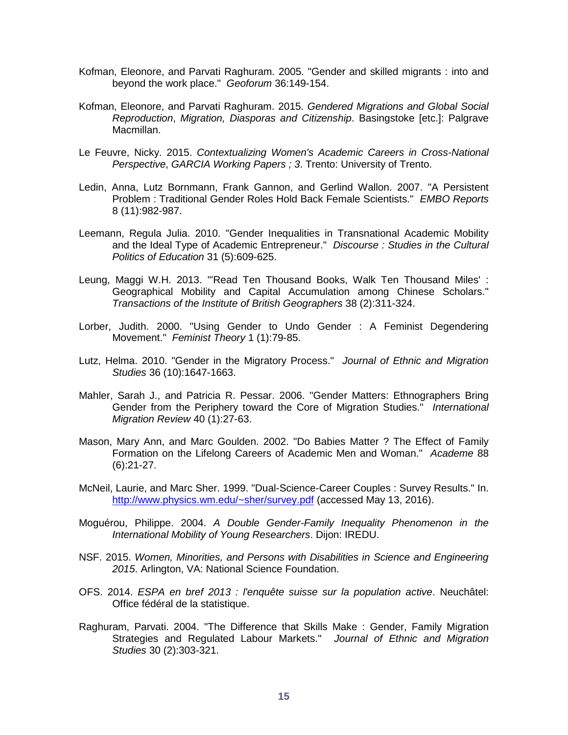Kofman, Eleonore, and Parvati Raghuram. 2005. "Gender and skilled migrants : into and beyond the work place." *Geoforum* 36:149-154.

Kofman, Eleonore, and Parvati Raghuram. 2015. *Gendered Migrations and Global Social Reproduction*, *Migration, Diasporas and Citizenship*. Basingstoke [etc.]: Palgrave Macmillan.

Le Feuvre, Nicky. 2015. *Contextualizing Women's Academic Careers in Cross-National Perspective*, *GARCIA Working Papers ; 3*. Trento: University of Trento.

Ledin, Anna, Lutz Bornmann, Frank Gannon, and Gerlind Wallon. 2007. "A Persistent Problem : Traditional Gender Roles Hold Back Female Scientists." *EMBO Reports* 8 (11):982-987.

Leemann, Regula Julia. 2010. "Gender Inequalities in Transnational Academic Mobility and the Ideal Type of Academic Entrepreneur." *Discourse : Studies in the Cultural Politics of Education* 31 (5):609-625.

Leung, Maggi W.H. 2013. "'Read Ten Thousand Books, Walk Ten Thousand Miles' : Geographical Mobility and Capital Accumulation among Chinese Scholars." *Transactions of the Institute of British Geographers* 38 (2):311-324.

Lorber, Judith. 2000. "Using Gender to Undo Gender : A Feminist Degendering Movement." *Feminist Theory* 1 (1):79-85.

Lutz, Helma. 2010. "Gender in the Migratory Process." *Journal of Ethnic and Migration Studies* 36 (10):1647-1663.

Mahler, Sarah J., and Patricia R. Pessar. 2006. "Gender Matters: Ethnographers Bring Gender from the Periphery toward the Core of Migration Studies." *International Migration Review* 40 (1):27-63.

Mason, Mary Ann, and Marc Goulden. 2002. "Do Babies Matter ? The Effect of Family Formation on the Lifelong Careers of Academic Men and Woman." *Academe* 88 (6):21-27.

McNeil, Laurie, and Marc Sher. 1999. "Dual-Science-Career Couples : Survey Results." In. http://www.physics.wm.edu/~sher/survey.pdf (accessed May 13, 2016).

Moguérou, Philippe. 2004. *A Double Gender-Family Inequality Phenomenon in the International Mobility of Young Researchers*. Dijon: IREDU.

NSF. 2015. *Women, Minorities, and Persons with Disabilities in Science and Engineering 2015*. Arlington, VA: National Science Foundation.

OFS. 2014. *ESPA en bref 2013 : l'enquête suisse sur la population active*. Neuchâtel: Office fédéral de la statistique.

Raghuram, Parvati. 2004. "The Difference that Skills Make : Gender, Family Migration Strategies and Regulated Labour Markets." *Journal of Ethnic and Migration Studies* 30 (2):303-321.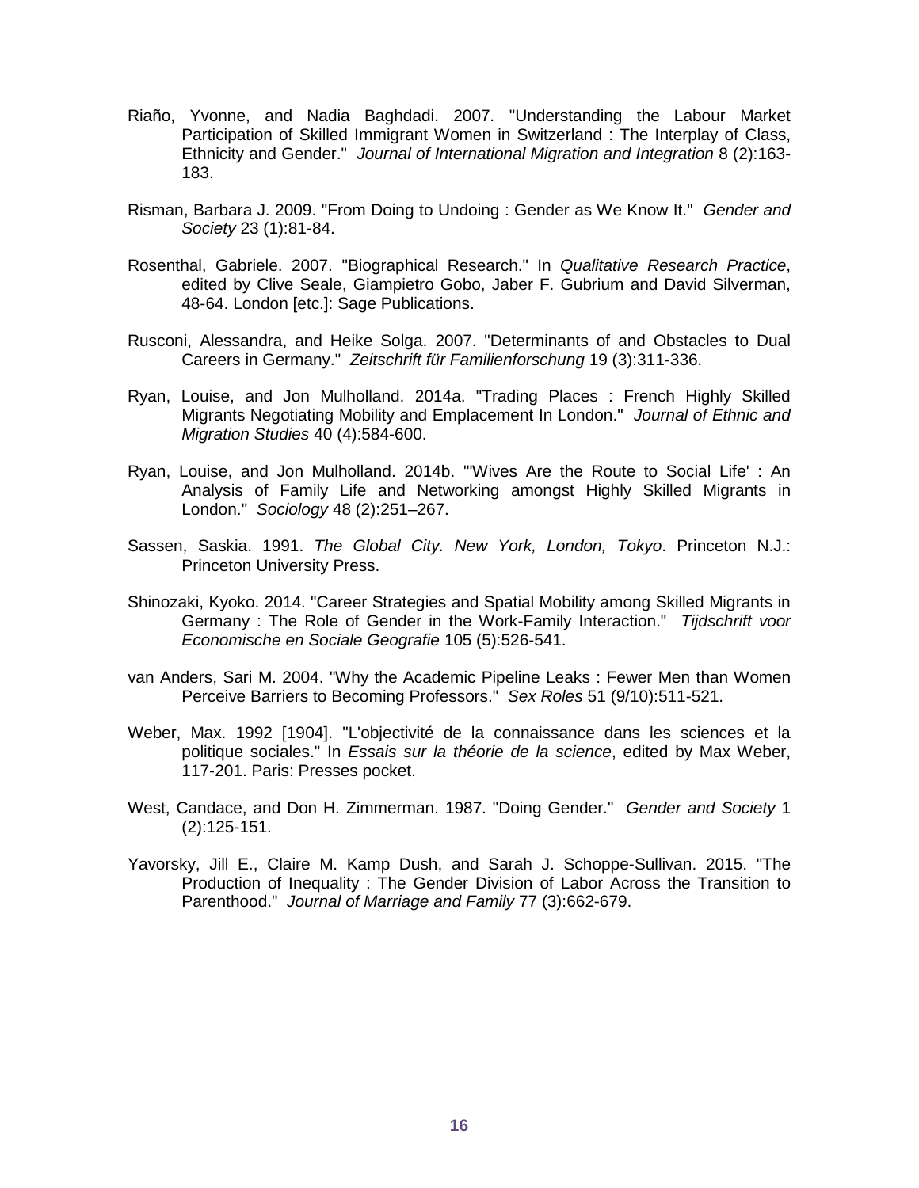Riaño, Yvonne, and Nadia Baghdadi. 2007. "Understanding the Labour Market Participation of Skilled Immigrant Women in Switzerland : The Interplay of Class, Ethnicity and Gender." *Journal of International Migration and Integration* 8 (2):163-183.

Risman, Barbara J. 2009. "From Doing to Undoing : Gender as We Know It." *Gender and Society* 23 (1):81-84.

Rosenthal, Gabriele. 2007. "Biographical Research." In *Qualitative Research Practice*, edited by Clive Seale, Giampietro Gobo, Jaber F. Gubrium and David Silverman, 48-64. London [etc.]: Sage Publications.

Rusconi, Alessandra, and Heike Solga. 2007. "Determinants of and Obstacles to Dual Careers in Germany." *Zeitschrift für Familienforschung* 19 (3):311-336.

Ryan, Louise, and Jon Mulholland. 2014a. "Trading Places : French Highly Skilled Migrants Negotiating Mobility and Emplacement In London." *Journal of Ethnic and Migration Studies* 40 (4):584-600.

Ryan, Louise, and Jon Mulholland. 2014b. "'Wives Are the Route to Social Life' : An Analysis of Family Life and Networking amongst Highly Skilled Migrants in London." *Sociology* 48 (2):251–267.

Sassen, Saskia. 1991. *The Global City. New York, London, Tokyo*. Princeton N.J.: Princeton University Press.

Shinozaki, Kyoko. 2014. "Career Strategies and Spatial Mobility among Skilled Migrants in Germany : The Role of Gender in the Work-Family Interaction." *Tijdschrift voor Economische en Sociale Geografie* 105 (5):526-541.

van Anders, Sari M. 2004. "Why the Academic Pipeline Leaks : Fewer Men than Women Perceive Barriers to Becoming Professors." *Sex Roles* 51 (9/10):511-521.

Weber, Max. 1992 [1904]. "L'objectivité de la connaissance dans les sciences et la politique sociales." In *Essais sur la théorie de la science*, edited by Max Weber, 117-201. Paris: Presses pocket.

West, Candace, and Don H. Zimmerman. 1987. "Doing Gender." *Gender and Society* 1 (2):125-151.

Yavorsky, Jill E., Claire M. Kamp Dush, and Sarah J. Schoppe-Sullivan. 2015. "The Production of Inequality : The Gender Division of Labor Across the Transition to Parenthood." *Journal of Marriage and Family* 77 (3):662-679.